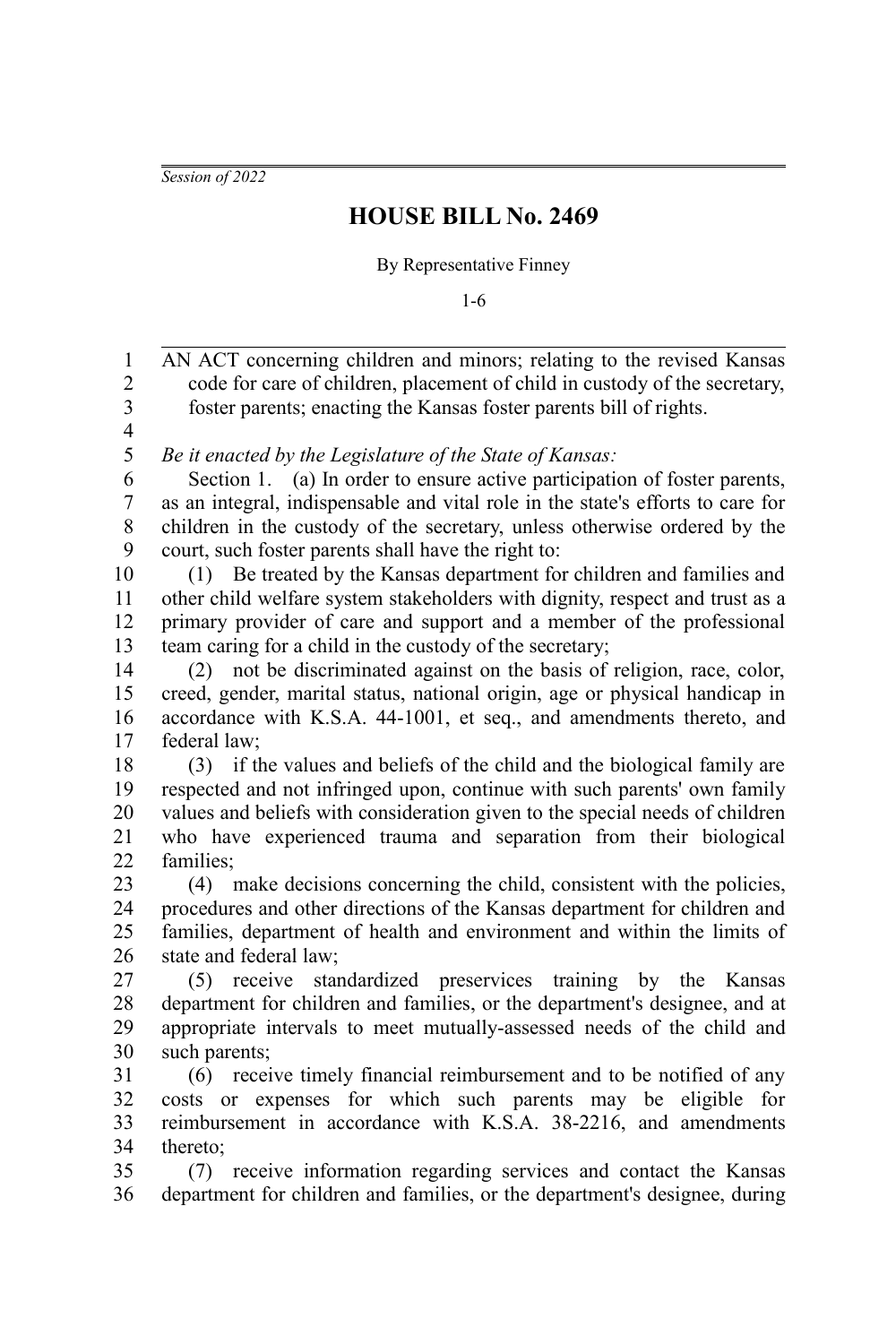*Session of 2022*

# HOUSE BILL No. 2469

By Representative Finney

1-6

AN ACT concerning children and minors; relating to the revised Kansas code for care of children, placement of child in custody of the secretary, foster parents; enacting the Kansas foster parents bill of rights.

*Be it enacted by the Legislature of the State of Kansas:*

Section 1. (a) In order to ensure active participation of foster parents, as an integral, indispensable and vital role in the state's efforts to care for children in the custody of the secretary, unless otherwise ordered by the court, such foster parents shall have the right to:

(1) Be treated by the Kansas department for children and families and other child welfare system stakeholders with dignity, respect and trust as a primary provider of care and support and a member of the professional team caring for a child in the custody of the secretary;

(2) not be discriminated against on the basis of religion, race, color, creed, gender, marital status, national origin, age or physical handicap in accordance with K.S.A. 44-1001, et seq., and amendments thereto, and federal law;

(3) if the values and beliefs of the child and the biological family are respected and not infringed upon, continue with such parents' own family values and beliefs with consideration given to the special needs of children who have experienced trauma and separation from their biological families;

(4) make decisions concerning the child, consistent with the policies, procedures and other directions of the Kansas department for children and families, department of health and environment and within the limits of state and federal law;

(5) receive standardized preservices training by the Kansas department for children and families, or the department's designee, and at appropriate intervals to meet mutually-assessed needs of the child and such parents;

(6) receive timely financial reimbursement and to be notified of any costs or expenses for which such parents may be eligible for reimbursement in accordance with K.S.A. 38-2216, and amendments thereto;

(7) receive information regarding services and contact the Kansas department for children and families, or the department's designee, during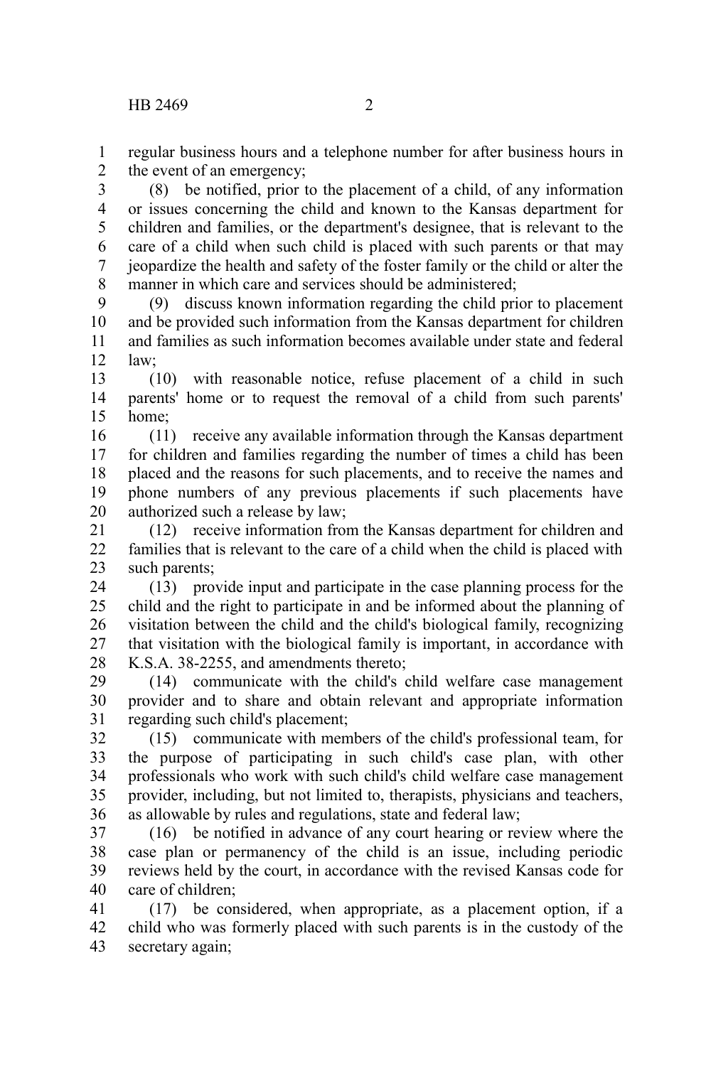regular business hours and a telephone number for after business hours in the event of an emergency;

(8) be notified, prior to the placement of a child, of any information or issues concerning the child and known to the Kansas department for children and families, or the department's designee, that is relevant to the care of a child when such child is placed with such parents or that may jeopardize the health and safety of the foster family or the child or alter the manner in which care and services should be administered;

(9) discuss known information regarding the child prior to placement and be provided such information from the Kansas department for children and families as such information becomes available under state and federal law;

(10) with reasonable notice, refuse placement of a child in such parents' home or to request the removal of a child from such parents' home;

(11) receive any available information through the Kansas department for children and families regarding the number of times a child has been placed and the reasons for such placements, and to receive the names and phone numbers of any previous placements if such placements have authorized such a release by law;

(12) receive information from the Kansas department for children and families that is relevant to the care of a child when the child is placed with such parents;

(13) provide input and participate in the case planning process for the child and the right to participate in and be informed about the planning of visitation between the child and the child's biological family, recognizing that visitation with the biological family is important, in accordance with K.S.A. 38-2255, and amendments thereto;

(14) communicate with the child's child welfare case management provider and to share and obtain relevant and appropriate information regarding such child's placement;

(15) communicate with members of the child's professional team, for the purpose of participating in such child's case plan, with other professionals who work with such child's child welfare case management provider, including, but not limited to, therapists, physicians and teachers, as allowable by rules and regulations, state and federal law;

(16) be notified in advance of any court hearing or review where the case plan or permanency of the child is an issue, including periodic reviews held by the court, in accordance with the revised Kansas code for care of children;

(17) be considered, when appropriate, as a placement option, if a child who was formerly placed with such parents is in the custody of the secretary again;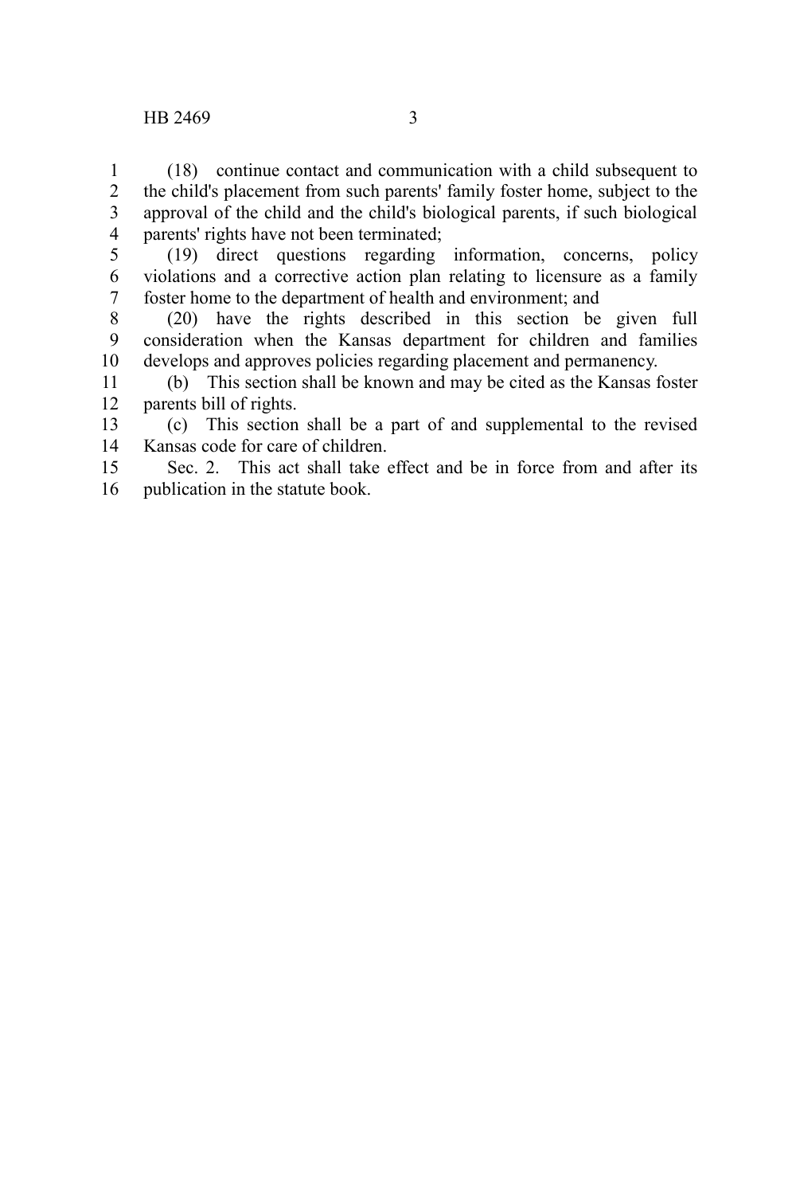(18) continue contact and communication with a child subsequent to the child's placement from such parents' family foster home, subject to the approval of the child and the child's biological parents, if such biological parents' rights have not been terminated;

(19) direct questions regarding information, concerns, policy violations and a corrective action plan relating to licensure as a family foster home to the department of health and environment; and

(20) have the rights described in this section be given full consideration when the Kansas department for children and families develops and approves policies regarding placement and permanency.

(b) This section shall be known and may be cited as the Kansas foster parents bill of rights.

(c) This section shall be a part of and supplemental to the revised Kansas code for care of children.

Sec. 2. This act shall take effect and be in force from and after its publication in the statute book.